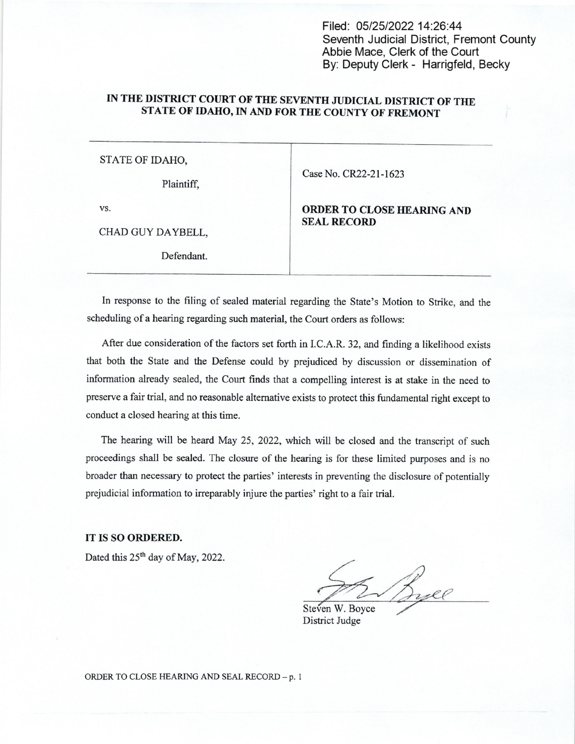Filed: 05/25/2022 14:26:44
Seventh Judicial District, Fremont County
Abbie Mace, Clerk of the Court
By: Deputy Clerk - Harrigfeld, Becky

**IN THE DISTRICT COURT OF THE SEVENTH JUDICIAL DISTRICT OF THE STATE OF IDAHO, IN AND FOR THE COUNTY OF FREMONT**

| | |
|---|---|
| STATE OF IDAHO,<br><br>Plaintiff,<br><br>vs.<br><br>CHAD GUY DAYBELL,<br><br>Defendant. | Case No. CR22-21-1623<br><br>**ORDER TO CLOSE HEARING AND SEAL RECORD** |

In response to the filing of sealed material regarding the State's Motion to Strike, and the scheduling of a hearing regarding such material, the Court orders as follows:

After due consideration of the factors set forth in I.C.A.R. 32, and finding a likelihood exists that both the State and the Defense could by prejudiced by discussion or dissemination of information already sealed, the Court finds that a compelling interest is at stake in the need to preserve a fair trial, and no reasonable alternative exists to protect this fundamental right except to conduct a closed hearing at this time.

The hearing will be heard May 25, 2022, which will be closed and the transcript of such proceedings shall be sealed. The closure of the hearing is for these limited purposes and is no broader than necessary to protect the parties' interests in preventing the disclosure of potentially prejudicial information to irreparably injure the parties' right to a fair trial.

**IT IS SO ORDERED.**

Dated this 25th day of May, 2022.

Steven W. Boyce
District Judge

ORDER TO CLOSE HEARING AND SEAL RECORD – p. 1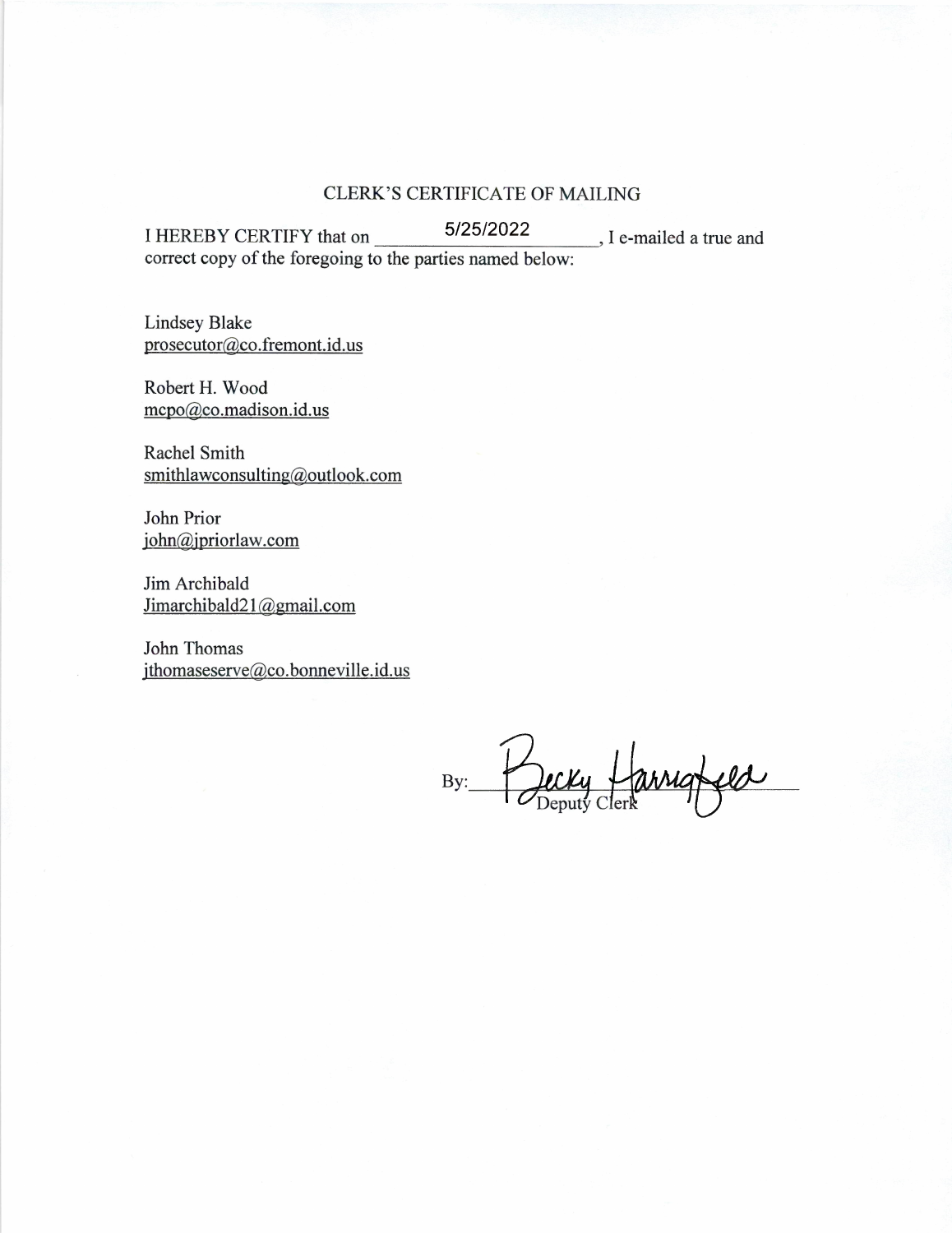## CLERK'S CERTIFICATE OF MAILING

I HEREBY CERTIFY that on 5/25/2022, I e-mailed a true and correct copy of the foregoing to the parties named below:

Lindsey Blake
prosecutor@co.fremont.id.us

Robert H. Wood
mcpo@co.madison.id.us

Rachel Smith
smithlawconsulting@outlook.com

John Prior
john@jpriorlaw.com

Jim Archibald
Jimarchibald21@gmail.com

John Thomas
jthomaseserve@co.bonneville.id.us

By: Becky Harrigfeld
Deputy Clerk